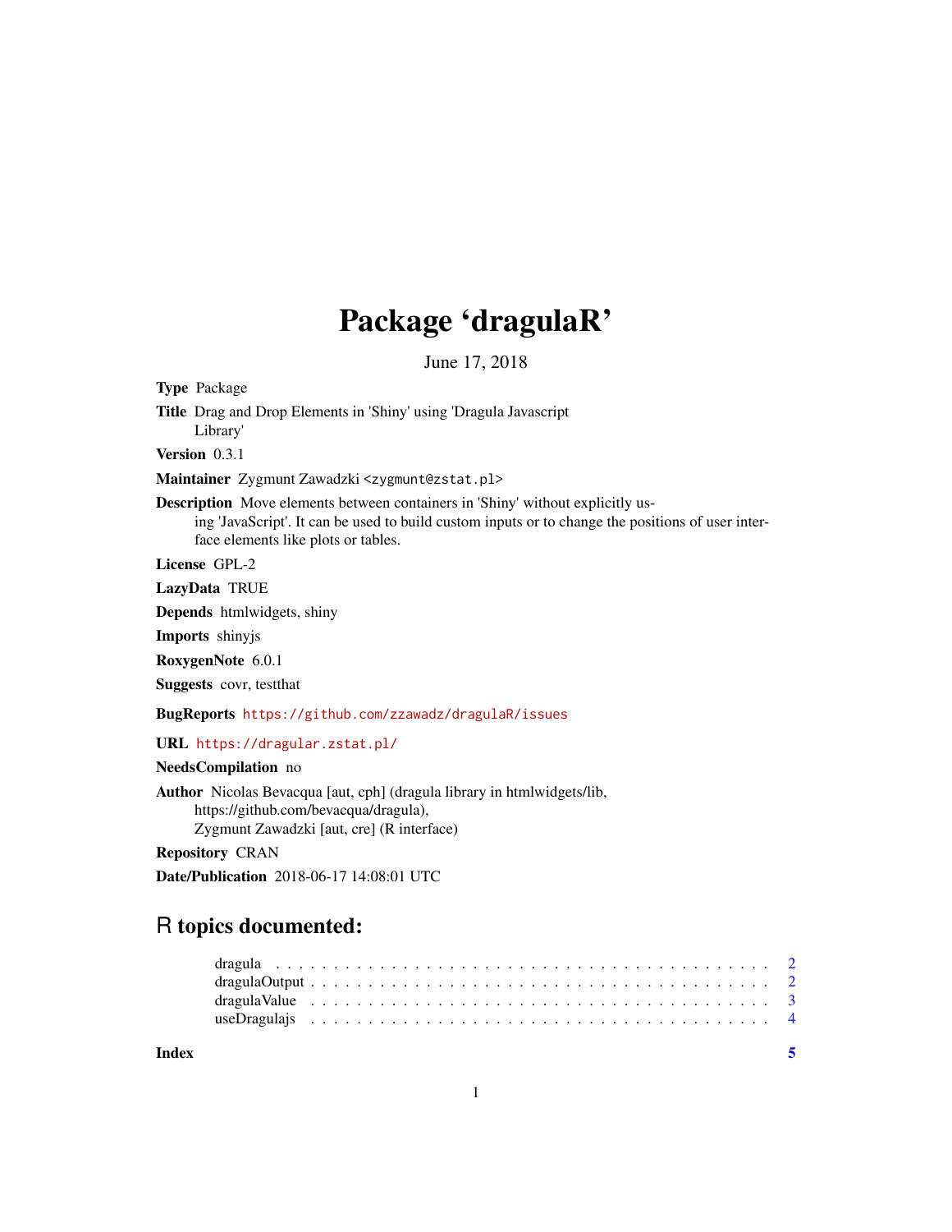# Package 'dragulaR'

June 17, 2018

**Type** Package

**Title** Drag and Drop Elements in 'Shiny' using 'Dragula Javascript Library'

**Version** 0.3.1

**Maintainer** Zygmunt Zawadzki <zygmunt@zstat.pl>

**Description** Move elements between containers in 'Shiny' without explicitly using 'JavaScript'. It can be used to build custom inputs or to change the positions of user interface elements like plots or tables.

**License** GPL-2

**LazyData** TRUE

**Depends** htmlwidgets, shiny

**Imports** shinyjs

**RoxygenNote** 6.0.1

**Suggests** covr, testthat

**BugReports** https://github.com/zzawadz/dragulaR/issues

**URL** https://dragular.zstat.pl/

**NeedsCompilation** no

**Author** Nicolas Bevacqua [aut, cph] (dragula library in htmlwidgets/lib, https://github.com/bevacqua/dragula), Zygmunt Zawadzki [aut, cre] (R interface)

**Repository** CRAN

**Date/Publication** 2018-06-17 14:08:01 UTC

## R topics documented:

- dragula . . . . . . . . . . . . . . . . . . . . . . . . . . . . . . . . . . . . . . . . . . 2
- dragulaOutput . . . . . . . . . . . . . . . . . . . . . . . . . . . . . . . . . . . . . . 2
- dragulaValue . . . . . . . . . . . . . . . . . . . . . . . . . . . . . . . . . . . . . . . 3
- useDragulajs . . . . . . . . . . . . . . . . . . . . . . . . . . . . . . . . . . . . . . . 4

**Index** 5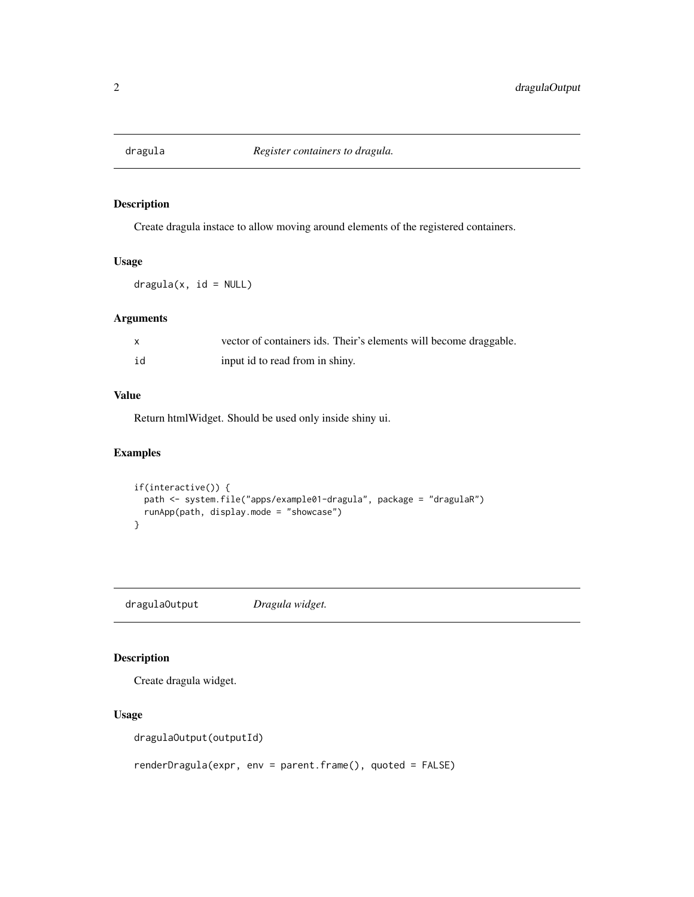## dragula — *Register containers to dragula.*

### Description

Create dragula instace to allow moving around elements of the registered containers.

### Usage

```
dragula(x, id = NULL)
```

### Arguments

| | |
|---|---|
| x | vector of containers ids. Their's elements will become draggable. |
| id | input id to read from in shiny. |

### Value

Return htmlWidget. Should be used only inside shiny ui.

### Examples

```
if(interactive()) {
  path <- system.file("apps/example01-dragula", package = "dragulaR")
  runApp(path, display.mode = "showcase")
}
```

## draguIaOutput — *Dragula widget.*

### Description

Create dragula widget.

### Usage

```
dragulaOutput(outputId)

renderDragula(expr, env = parent.frame(), quoted = FALSE)
```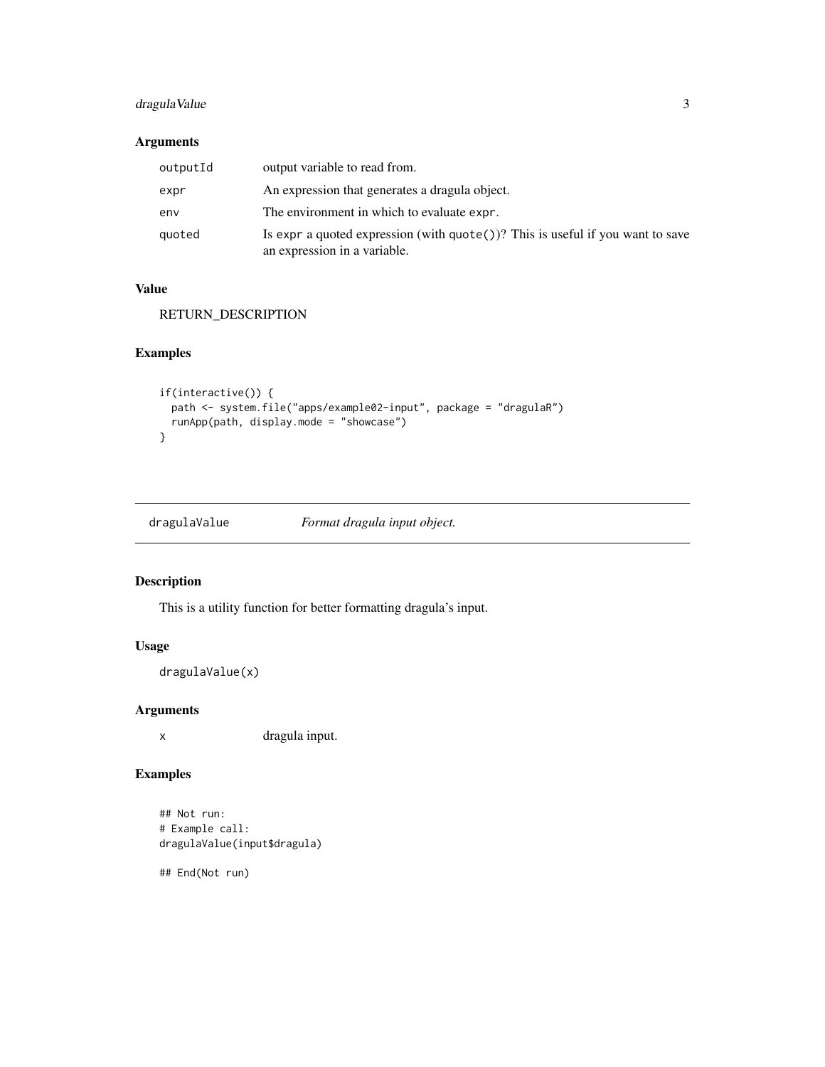## Arguments

| | |
|---|---|
| `outputId` | output variable to read from. |
| `expr` | An expression that generates a dragula object. |
| `env` | The environment in which to evaluate `expr`. |
| `quoted` | Is `expr` a quoted expression (with `quote()`)? This is useful if you want to save an expression in a variable. |

## Value

RETURN_DESCRIPTION

## Examples

```
if(interactive()) {
  path <- system.file("apps/example02-input", package = "dragulaR")
  runApp(path, display.mode = "showcase")
}
```

---

# `dragulaValue` *Format dragula input object.*

---

## Description

This is a utility function for better formatting dragula's input.

## Usage

```
dragulaValue(x)
```

## Arguments

| | |
|---|---|
| `x` | dragula input. |

## Examples

```
## Not run:
# Example call:
dragulaValue(input$dragula)

## End(Not run)
```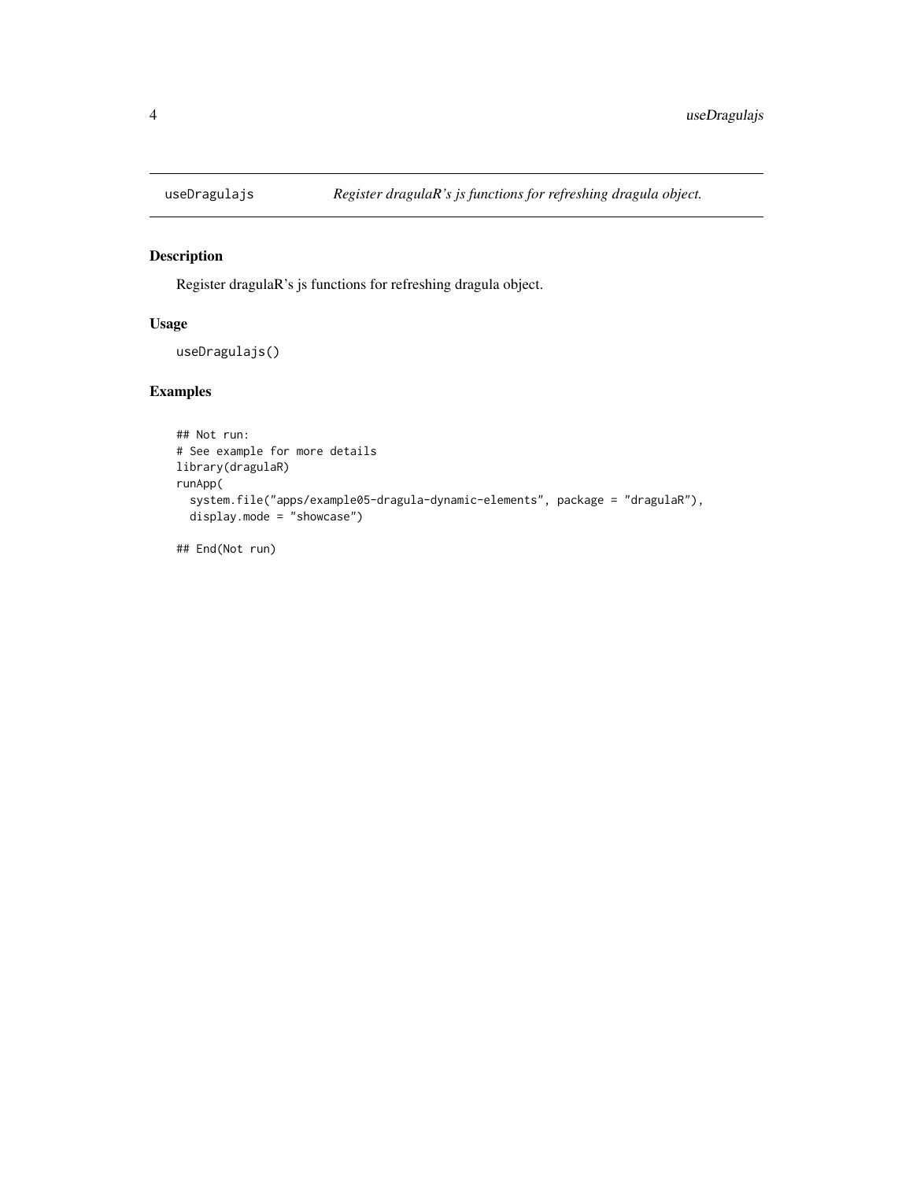# useDragulajs — *Register draguIaR's js functions for refreshing dragula object.*

## Description

Register draguIaR's js functions for refreshing dragula object.

## Usage

```
useDragulajs()
```

## Examples

```
## Not run:
# See example for more details
library(dragulaR)
runApp(
  system.file("apps/example05-dragula-dynamic-elements", package = "dragulaR"),
  display.mode = "showcase")

## End(Not run)
```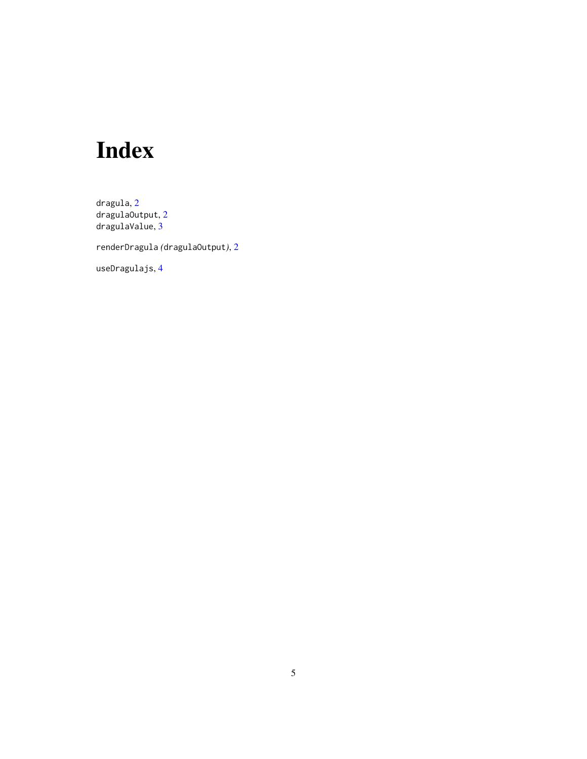# Index

dragula, 2
dragulaOutput, 2
dragulaValue, 3

renderDragula (dragulaOutput), 2

useDragulajs, 4